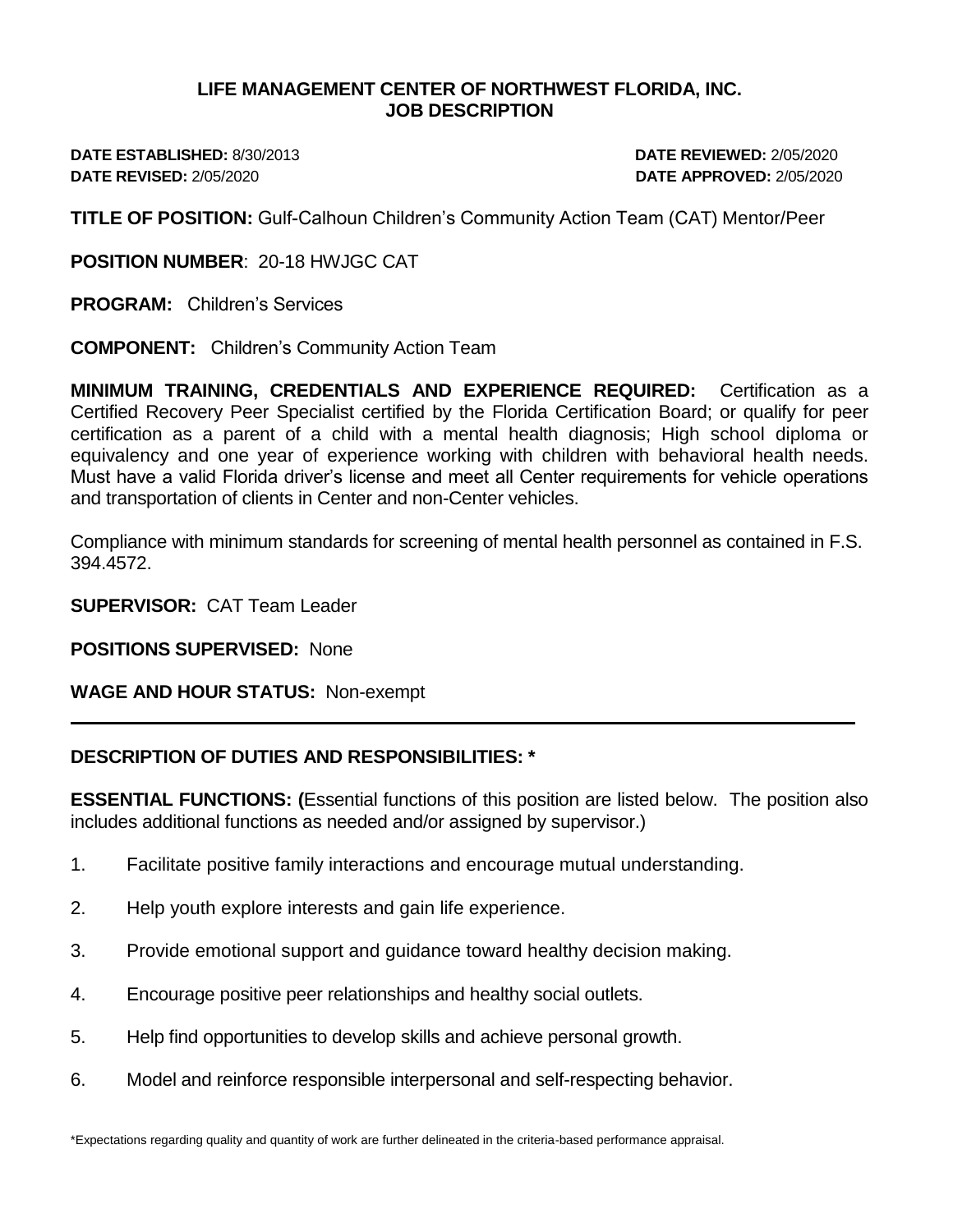## LIFE MANAGEMENT CENTER OF NORTHWEST FLORIDA, INC.
## JOB DESCRIPTION

**DATE ESTABLISHED:** 8/30/2013 **DATE REVIEWED:** 2/05/2020
**DATE REVISED:** 2/05/2020 **DATE APPROVED:** 2/05/2020

**TITLE OF POSITION:** Gulf-Calhoun Children's Community Action Team (CAT) Mentor/Peer

**POSITION NUMBER**: 20-18 HWJGC CAT

**PROGRAM:** Children's Services

**COMPONENT:** Children's Community Action Team

**MINIMUM TRAINING, CREDENTIALS AND EXPERIENCE REQUIRED:** Certification as a Certified Recovery Peer Specialist certified by the Florida Certification Board; or qualify for peer certification as a parent of a child with a mental health diagnosis; High school diploma or equivalency and one year of experience working with children with behavioral health needs. Must have a valid Florida driver's license and meet all Center requirements for vehicle operations and transportation of clients in Center and non-Center vehicles.

Compliance with minimum standards for screening of mental health personnel as contained in F.S. 394.4572.

**SUPERVISOR:** CAT Team Leader

**POSITIONS SUPERVISED:** None

**WAGE AND HOUR STATUS:** Non-exempt

---

**DESCRIPTION OF DUTIES AND RESPONSIBILITIES: ***

**ESSENTIAL FUNCTIONS: (**Essential functions of this position are listed below. The position also includes additional functions as needed and/or assigned by supervisor.)

1. Facilitate positive family interactions and encourage mutual understanding.
2. Help youth explore interests and gain life experience.
3. Provide emotional support and guidance toward healthy decision making.
4. Encourage positive peer relationships and healthy social outlets.
5. Help find opportunities to develop skills and achieve personal growth.
6. Model and reinforce responsible interpersonal and self-respecting behavior.

*Expectations regarding quality and quantity of work are further delineated in the criteria-based performance appraisal.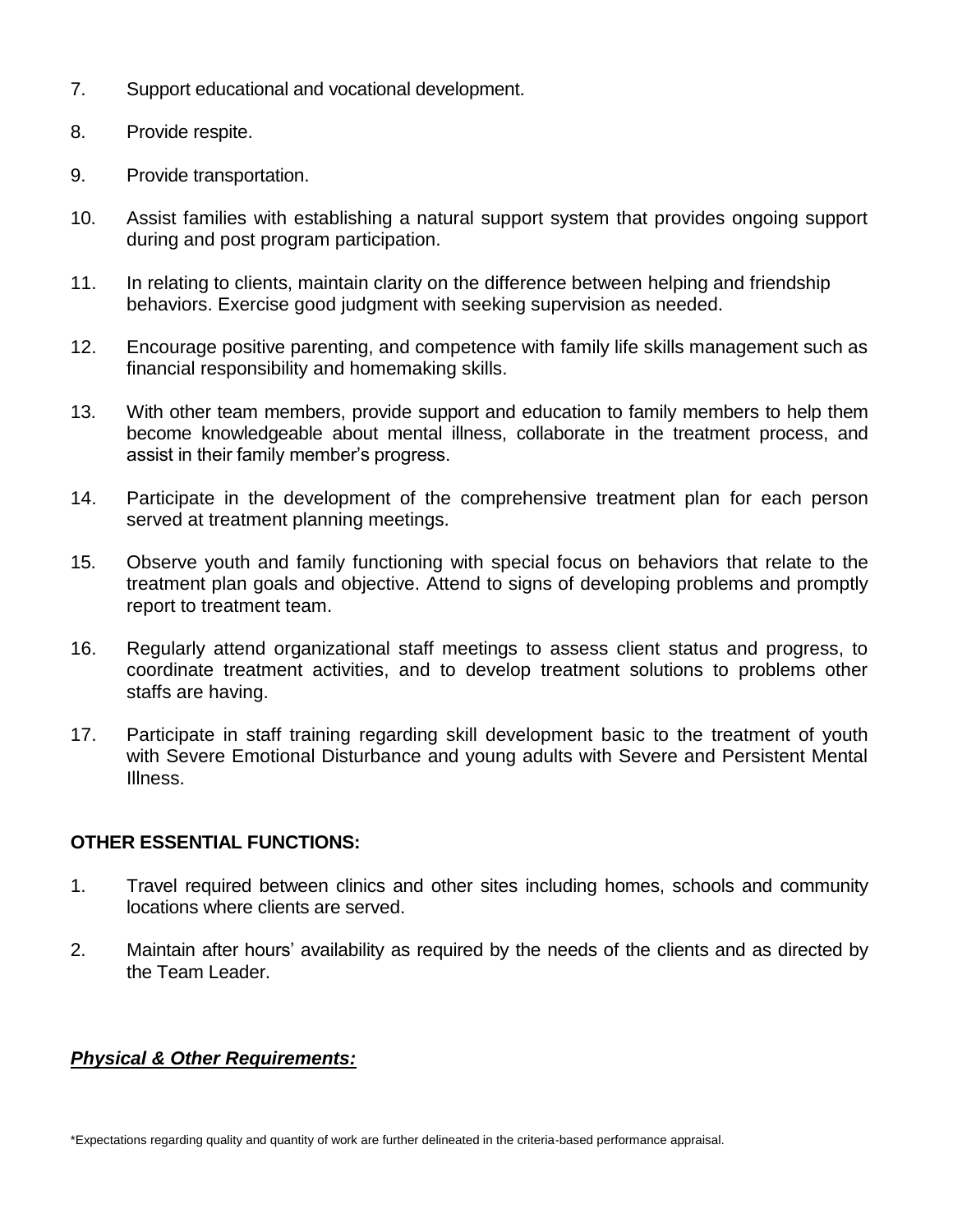7. Support educational and vocational development.

8. Provide respite.

9. Provide transportation.

10. Assist families with establishing a natural support system that provides ongoing support during and post program participation.

11. In relating to clients, maintain clarity on the difference between helping and friendship behaviors. Exercise good judgment with seeking supervision as needed.

12. Encourage positive parenting, and competence with family life skills management such as financial responsibility and homemaking skills.

13. With other team members, provide support and education to family members to help them become knowledgeable about mental illness, collaborate in the treatment process, and assist in their family member's progress.

14. Participate in the development of the comprehensive treatment plan for each person served at treatment planning meetings.

15. Observe youth and family functioning with special focus on behaviors that relate to the treatment plan goals and objective. Attend to signs of developing problems and promptly report to treatment team.

16. Regularly attend organizational staff meetings to assess client status and progress, to coordinate treatment activities, and to develop treatment solutions to problems other staffs are having.

17. Participate in staff training regarding skill development basic to the treatment of youth with Severe Emotional Disturbance and young adults with Severe and Persistent Mental Illness.

**OTHER ESSENTIAL FUNCTIONS:**

1. Travel required between clinics and other sites including homes, schools and community locations where clients are served.

2. Maintain after hours' availability as required by the needs of the clients and as directed by the Team Leader.

***Physical & Other Requirements:***

*Expectations regarding quality and quantity of work are further delineated in the criteria-based performance appraisal.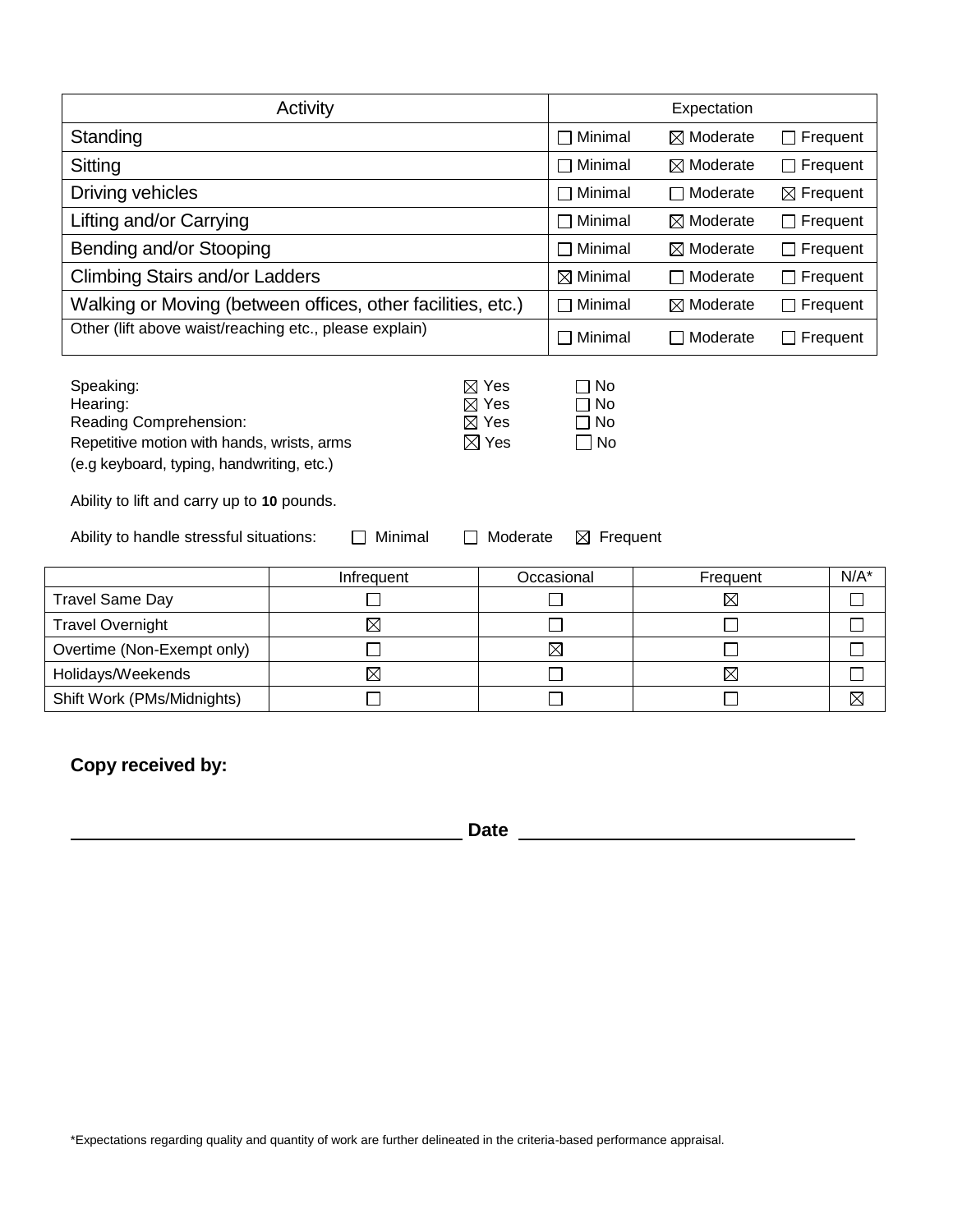| Activity | Expectation | | |
|---|---|---|---|
| Standing | ☐ Minimal | ☒ Moderate | ☐ Frequent |
| Sitting | ☐ Minimal | ☒ Moderate | ☐ Frequent |
| Driving vehicles | ☐ Minimal | ☐ Moderate | ☒ Frequent |
| Lifting and/or Carrying | ☐ Minimal | ☒ Moderate | ☐ Frequent |
| Bending and/or Stooping | ☐ Minimal | ☒ Moderate | ☐ Frequent |
| Climbing Stairs and/or Ladders | ☒ Minimal | ☐ Moderate | ☐ Frequent |
| Walking or Moving (between offices, other facilities, etc.) | ☐ Minimal | ☒ Moderate | ☐ Frequent |
| Other (lift above waist/reaching etc., please explain) | ☐ Minimal | ☐ Moderate | ☐ Frequent |

| | | |
|---|---|---|
| Speaking: | ☒ Yes | ☐ No |
| Hearing: | ☒ Yes | ☐ No |
| Reading Comprehension: | ☒ Yes | ☐ No |
| Repetitive motion with hands, wrists, arms (e.g keyboard, typing, handwriting, etc.) | ☒ Yes | ☐ No |

Ability to lift and carry up to **10** pounds.

Ability to handle stressful situations: ☐ Minimal ☐ Moderate ☒ Frequent

| | Infrequent | Occasional | Frequent | N/A* |
|---|---|---|---|---|
| Travel Same Day | ☐ | ☐ | ☒ | ☐ |
| Travel Overnight | ☒ | ☐ | ☐ | ☐ |
| Overtime (Non-Exempt only) | ☐ | ☒ | ☐ | ☐ |
| Holidays/Weekends | ☒ | ☐ | ☒ | ☐ |
| Shift Work (PMs/Midnights) | ☐ | ☐ | ☐ | ☒ |

**Copy received by:**

\_\_\_\_\_\_\_\_\_\_\_\_\_\_\_\_\_\_\_\_\_\_\_\_\_\_\_\_\_\_\_\_\_\_\_\_\_\_\_\_ **Date** \_\_\_\_\_\_\_\_\_\_\_\_\_\_\_\_\_\_\_\_\_\_\_\_\_\_\_\_\_\_\_\_\_\_\_\_

*Expectations regarding quality and quantity of work are further delineated in the criteria-based performance appraisal.